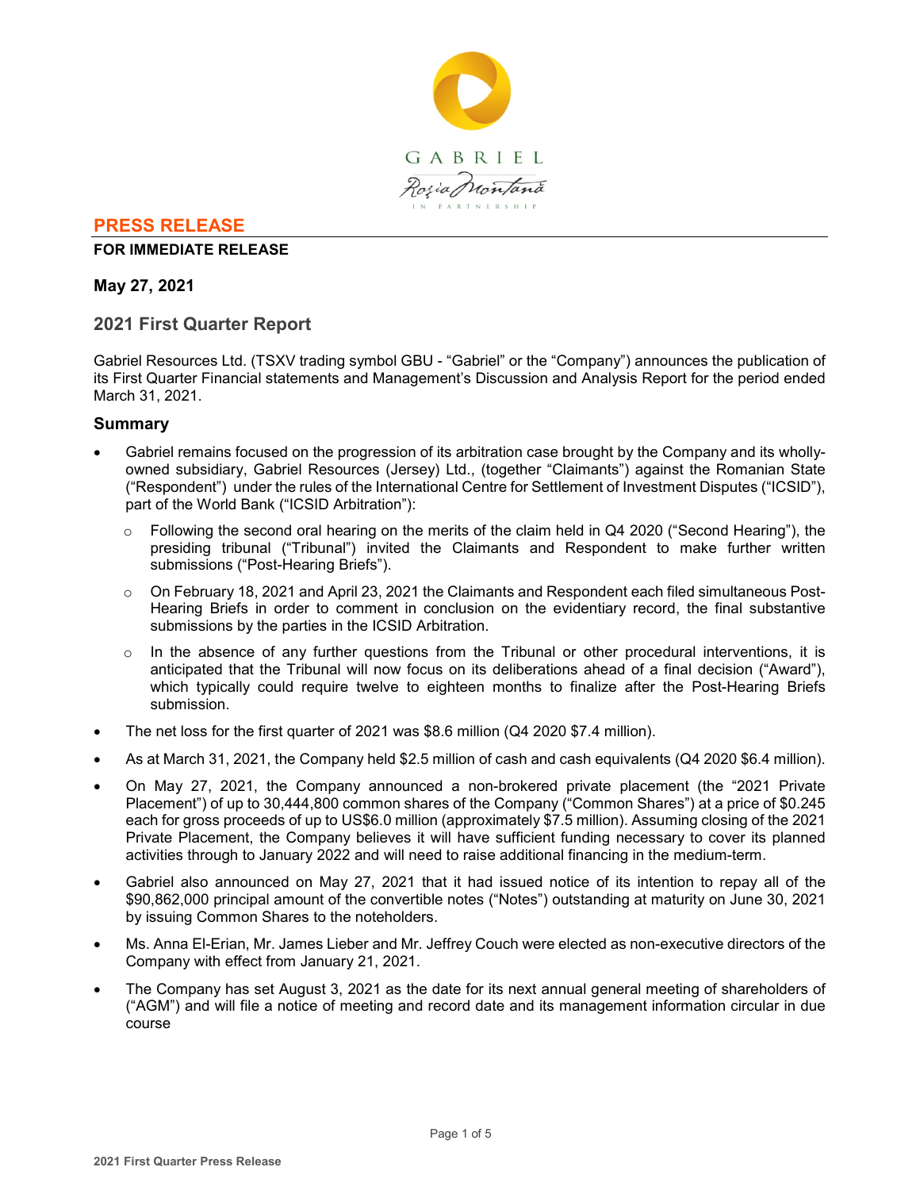GABRIEL

Roșia Montană

IN PARTNERSHIP

**PRESS RELEASE**

**FOR IMMEDIATE RELEASE**

**May 27, 2021**

## 2021 First Quarter Report

Gabriel Resources Ltd. (TSXV trading symbol GBU - "Gabriel" or the "Company") announces the publication of its First Quarter Financial statements and Management's Discussion and Analysis Report for the period ended March 31, 2021.

### Summary

- Gabriel remains focused on the progression of its arbitration case brought by the Company and its wholly-owned subsidiary, Gabriel Resources (Jersey) Ltd., (together "Claimants") against the Romanian State ("Respondent") under the rules of the International Centre for Settlement of Investment Disputes ("ICSID"), part of the World Bank ("ICSID Arbitration"):
  - Following the second oral hearing on the merits of the claim held in Q4 2020 ("Second Hearing"), the presiding tribunal ("Tribunal") invited the Claimants and Respondent to make further written submissions ("Post-Hearing Briefs").
  - On February 18, 2021 and April 23, 2021 the Claimants and Respondent each filed simultaneous Post-Hearing Briefs in order to comment in conclusion on the evidentiary record, the final substantive submissions by the parties in the ICSID Arbitration.
  - In the absence of any further questions from the Tribunal or other procedural interventions, it is anticipated that the Tribunal will now focus on its deliberations ahead of a final decision ("Award"), which typically could require twelve to eighteen months to finalize after the Post-Hearing Briefs submission.
- The net loss for the first quarter of 2021 was $8.6 million (Q4 2020 $7.4 million).
- As at March 31, 2021, the Company held $2.5 million of cash and cash equivalents (Q4 2020 $6.4 million).
- On May 27, 2021, the Company announced a non-brokered private placement (the "2021 Private Placement") of up to 30,444,800 common shares of the Company ("Common Shares") at a price of $0.245 each for gross proceeds of up to US$6.0 million (approximately $7.5 million). Assuming closing of the 2021 Private Placement, the Company believes it will have sufficient funding necessary to cover its planned activities through to January 2022 and will need to raise additional financing in the medium-term.
- Gabriel also announced on May 27, 2021 that it had issued notice of its intention to repay all of the $90,862,000 principal amount of the convertible notes ("Notes") outstanding at maturity on June 30, 2021 by issuing Common Shares to the noteholders.
- Ms. Anna El-Erian, Mr. James Lieber and Mr. Jeffrey Couch were elected as non-executive directors of the Company with effect from January 21, 2021.
- The Company has set August 3, 2021 as the date for its next annual general meeting of shareholders of ("AGM") and will file a notice of meeting and record date and its management information circular in due course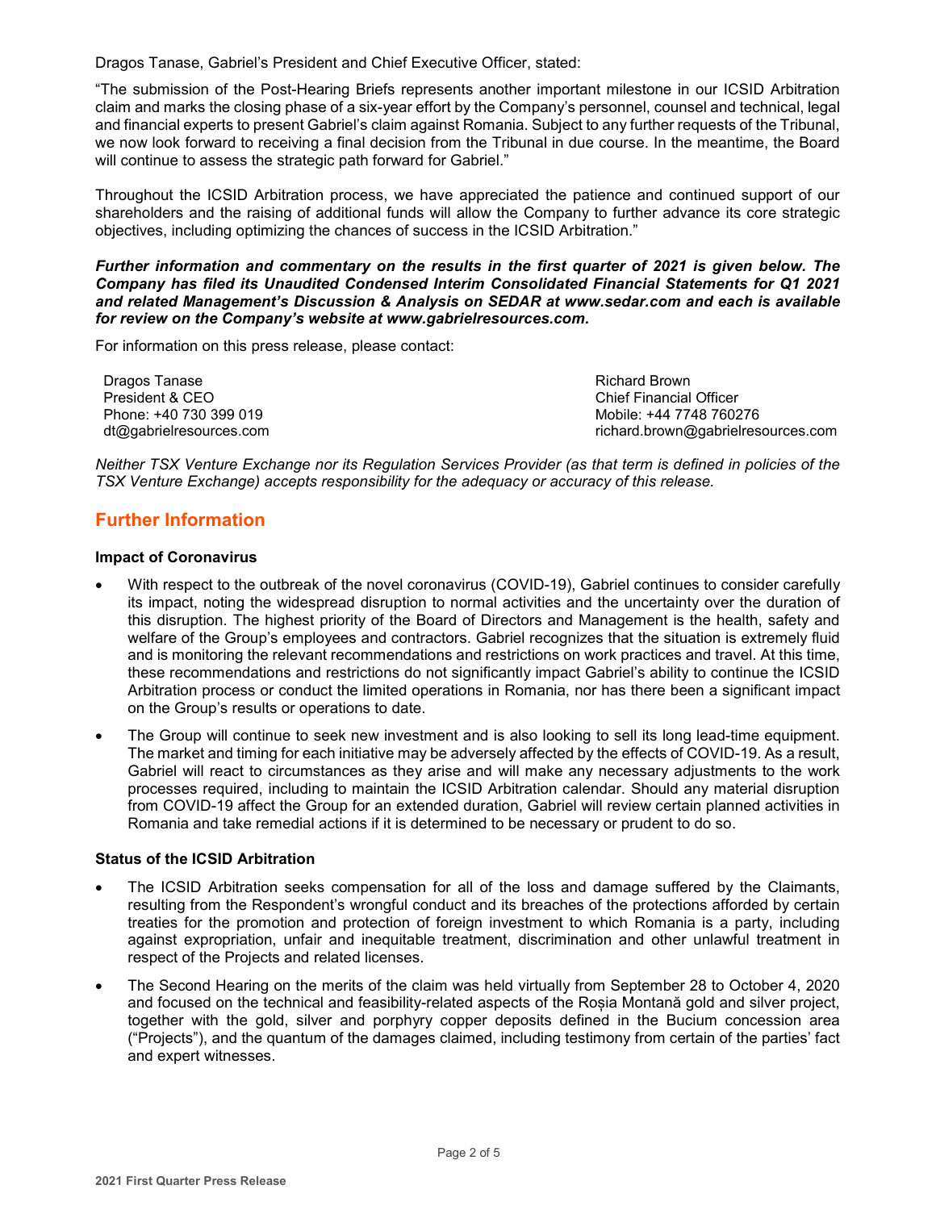Dragos Tanase, Gabriel's President and Chief Executive Officer, stated:

"The submission of the Post-Hearing Briefs represents another important milestone in our ICSID Arbitration claim and marks the closing phase of a six-year effort by the Company's personnel, counsel and technical, legal and financial experts to present Gabriel's claim against Romania. Subject to any further requests of the Tribunal, we now look forward to receiving a final decision from the Tribunal in due course. In the meantime, the Board will continue to assess the strategic path forward for Gabriel."

Throughout the ICSID Arbitration process, we have appreciated the patience and continued support of our shareholders and the raising of additional funds will allow the Company to further advance its core strategic objectives, including optimizing the chances of success in the ICSID Arbitration."

***Further information and commentary on the results in the first quarter of 2021 is given below. The Company has filed its Unaudited Condensed Interim Consolidated Financial Statements for Q1 2021 and related Management's Discussion & Analysis on SEDAR at www.sedar.com and each is available for review on the Company's website at www.gabrielresources.com.***

For information on this press release, please contact:

| | |
|---|---|
| Dragos Tanase | Richard Brown |
| President & CEO | Chief Financial Officer |
| Phone: +40 730 399 019 | Mobile: +44 7748 760276 |
| dt@gabrielresources.com | richard.brown@gabrielresources.com |

*Neither TSX Venture Exchange nor its Regulation Services Provider (as that term is defined in policies of the TSX Venture Exchange) accepts responsibility for the adequacy or accuracy of this release.*

## Further Information

### Impact of Coronavirus

- With respect to the outbreak of the novel coronavirus (COVID-19), Gabriel continues to consider carefully its impact, noting the widespread disruption to normal activities and the uncertainty over the duration of this disruption. The highest priority of the Board of Directors and Management is the health, safety and welfare of the Group's employees and contractors. Gabriel recognizes that the situation is extremely fluid and is monitoring the relevant recommendations and restrictions on work practices and travel. At this time, these recommendations and restrictions do not significantly impact Gabriel's ability to continue the ICSID Arbitration process or conduct the limited operations in Romania, nor has there been a significant impact on the Group's results or operations to date.
- The Group will continue to seek new investment and is also looking to sell its long lead-time equipment. The market and timing for each initiative may be adversely affected by the effects of COVID-19. As a result, Gabriel will react to circumstances as they arise and will make any necessary adjustments to the work processes required, including to maintain the ICSID Arbitration calendar. Should any material disruption from COVID-19 affect the Group for an extended duration, Gabriel will review certain planned activities in Romania and take remedial actions if it is determined to be necessary or prudent to do so.

### Status of the ICSID Arbitration

- The ICSID Arbitration seeks compensation for all of the loss and damage suffered by the Claimants, resulting from the Respondent's wrongful conduct and its breaches of the protections afforded by certain treaties for the promotion and protection of foreign investment to which Romania is a party, including against expropriation, unfair and inequitable treatment, discrimination and other unlawful treatment in respect of the Projects and related licenses.
- The Second Hearing on the merits of the claim was held virtually from September 28 to October 4, 2020 and focused on the technical and feasibility-related aspects of the Roșia Montană gold and silver project, together with the gold, silver and porphyry copper deposits defined in the Bucium concession area ("Projects"), and the quantum of the damages claimed, including testimony from certain of the parties' fact and expert witnesses.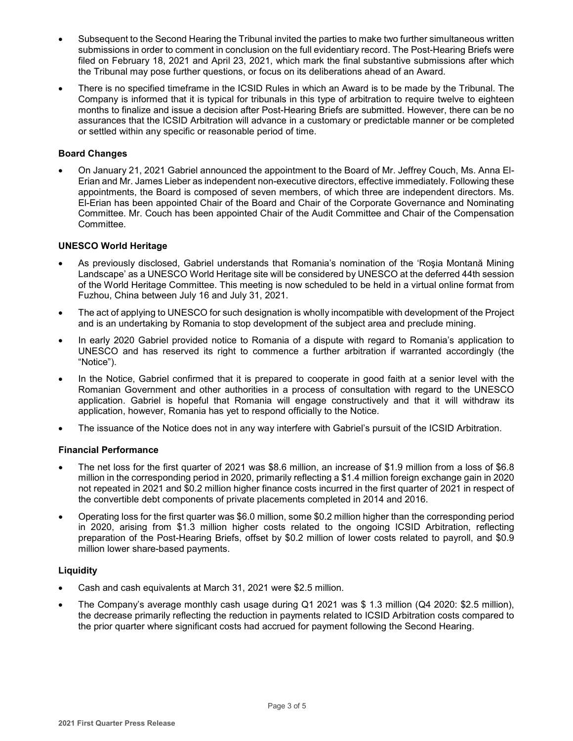- Subsequent to the Second Hearing the Tribunal invited the parties to make two further simultaneous written submissions in order to comment in conclusion on the full evidentiary record. The Post-Hearing Briefs were filed on February 18, 2021 and April 23, 2021, which mark the final substantive submissions after which the Tribunal may pose further questions, or focus on its deliberations ahead of an Award.
- There is no specified timeframe in the ICSID Rules in which an Award is to be made by the Tribunal. The Company is informed that it is typical for tribunals in this type of arbitration to require twelve to eighteen months to finalize and issue a decision after Post-Hearing Briefs are submitted. However, there can be no assurances that the ICSID Arbitration will advance in a customary or predictable manner or be completed or settled within any specific or reasonable period of time.

**Board Changes**

- On January 21, 2021 Gabriel announced the appointment to the Board of Mr. Jeffrey Couch, Ms. Anna El-Erian and Mr. James Lieber as independent non-executive directors, effective immediately. Following these appointments, the Board is composed of seven members, of which three are independent directors. Ms. El-Erian has been appointed Chair of the Board and Chair of the Corporate Governance and Nominating Committee. Mr. Couch has been appointed Chair of the Audit Committee and Chair of the Compensation Committee.

**UNESCO World Heritage**

- As previously disclosed, Gabriel understands that Romania's nomination of the 'Roşia Montană Mining Landscape' as a UNESCO World Heritage site will be considered by UNESCO at the deferred 44th session of the World Heritage Committee. This meeting is now scheduled to be held in a virtual online format from Fuzhou, China between July 16 and July 31, 2021.
- The act of applying to UNESCO for such designation is wholly incompatible with development of the Project and is an undertaking by Romania to stop development of the subject area and preclude mining.
- In early 2020 Gabriel provided notice to Romania of a dispute with regard to Romania's application to UNESCO and has reserved its right to commence a further arbitration if warranted accordingly (the "Notice").
- In the Notice, Gabriel confirmed that it is prepared to cooperate in good faith at a senior level with the Romanian Government and other authorities in a process of consultation with regard to the UNESCO application. Gabriel is hopeful that Romania will engage constructively and that it will withdraw its application, however, Romania has yet to respond officially to the Notice.
- The issuance of the Notice does not in any way interfere with Gabriel's pursuit of the ICSID Arbitration.

**Financial Performance**

- The net loss for the first quarter of 2021 was $8.6 million, an increase of $1.9 million from a loss of $6.8 million in the corresponding period in 2020, primarily reflecting a $1.4 million foreign exchange gain in 2020 not repeated in 2021 and $0.2 million higher finance costs incurred in the first quarter of 2021 in respect of the convertible debt components of private placements completed in 2014 and 2016.
- Operating loss for the first quarter was $6.0 million, some $0.2 million higher than the corresponding period in 2020, arising from $1.3 million higher costs related to the ongoing ICSID Arbitration, reflecting preparation of the Post-Hearing Briefs, offset by $0.2 million of lower costs related to payroll, and $0.9 million lower share-based payments.

**Liquidity**

- Cash and cash equivalents at March 31, 2021 were $2.5 million.
- The Company's average monthly cash usage during Q1 2021 was $ 1.3 million (Q4 2020: $2.5 million), the decrease primarily reflecting the reduction in payments related to ICSID Arbitration costs compared to the prior quarter where significant costs had accrued for payment following the Second Hearing.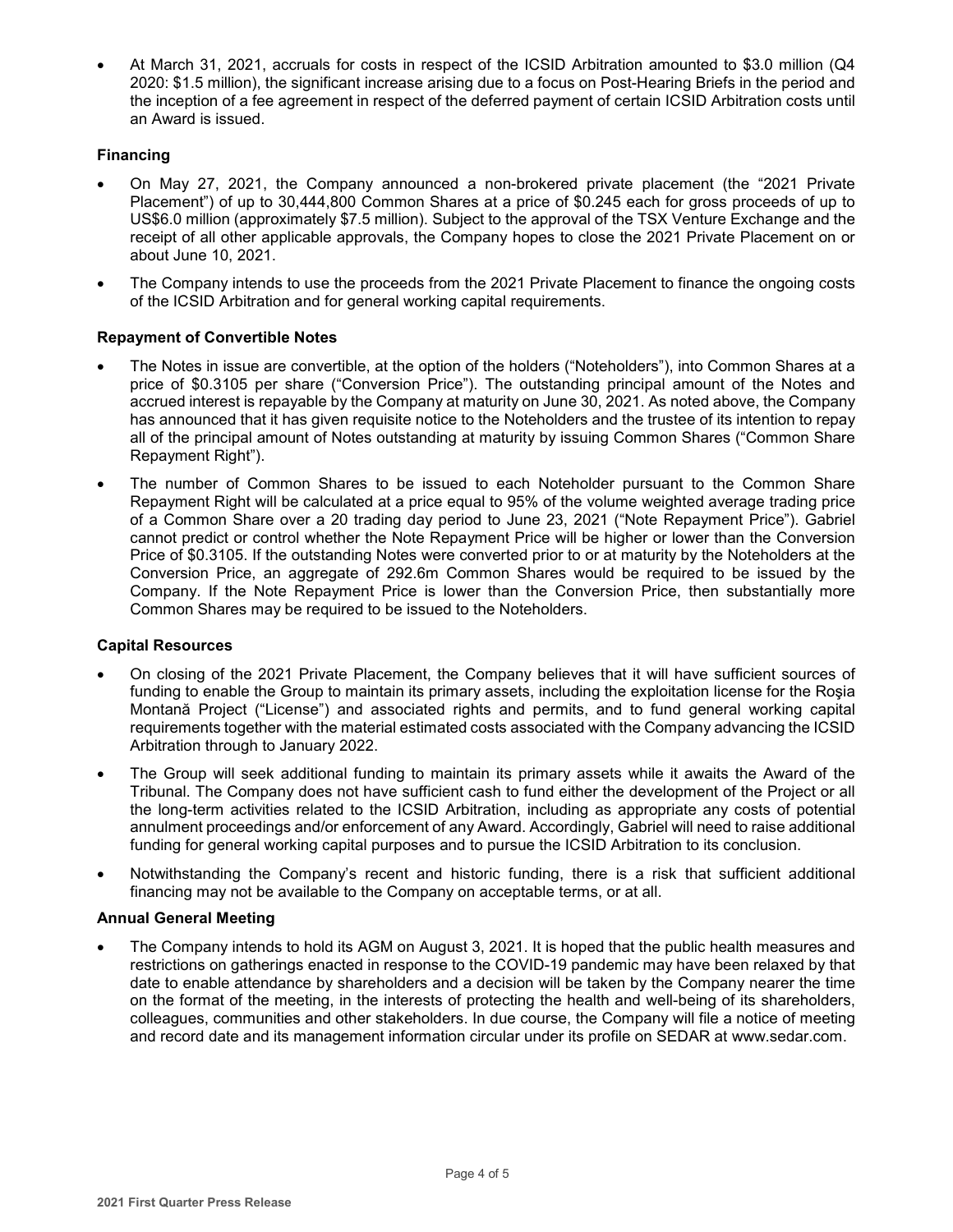- At March 31, 2021, accruals for costs in respect of the ICSID Arbitration amounted to $3.0 million (Q4 2020: $1.5 million), the significant increase arising due to a focus on Post-Hearing Briefs in the period and the inception of a fee agreement in respect of the deferred payment of certain ICSID Arbitration costs until an Award is issued.

**Financing**

- On May 27, 2021, the Company announced a non-brokered private placement (the "2021 Private Placement") of up to 30,444,800 Common Shares at a price of $0.245 each for gross proceeds of up to US$6.0 million (approximately $7.5 million). Subject to the approval of the TSX Venture Exchange and the receipt of all other applicable approvals, the Company hopes to close the 2021 Private Placement on or about June 10, 2021.
- The Company intends to use the proceeds from the 2021 Private Placement to finance the ongoing costs of the ICSID Arbitration and for general working capital requirements.

**Repayment of Convertible Notes**

- The Notes in issue are convertible, at the option of the holders ("Noteholders"), into Common Shares at a price of $0.3105 per share ("Conversion Price"). The outstanding principal amount of the Notes and accrued interest is repayable by the Company at maturity on June 30, 2021. As noted above, the Company has announced that it has given requisite notice to the Noteholders and the trustee of its intention to repay all of the principal amount of Notes outstanding at maturity by issuing Common Shares ("Common Share Repayment Right").
- The number of Common Shares to be issued to each Noteholder pursuant to the Common Share Repayment Right will be calculated at a price equal to 95% of the volume weighted average trading price of a Common Share over a 20 trading day period to June 23, 2021 ("Note Repayment Price"). Gabriel cannot predict or control whether the Note Repayment Price will be higher or lower than the Conversion Price of $0.3105. If the outstanding Notes were converted prior to or at maturity by the Noteholders at the Conversion Price, an aggregate of 292.6m Common Shares would be required to be issued by the Company. If the Note Repayment Price is lower than the Conversion Price, then substantially more Common Shares may be required to be issued to the Noteholders.

**Capital Resources**

- On closing of the 2021 Private Placement, the Company believes that it will have sufficient sources of funding to enable the Group to maintain its primary assets, including the exploitation license for the Roşia Montană Project ("License") and associated rights and permits, and to fund general working capital requirements together with the material estimated costs associated with the Company advancing the ICSID Arbitration through to January 2022.
- The Group will seek additional funding to maintain its primary assets while it awaits the Award of the Tribunal. The Company does not have sufficient cash to fund either the development of the Project or all the long-term activities related to the ICSID Arbitration, including as appropriate any costs of potential annulment proceedings and/or enforcement of any Award. Accordingly, Gabriel will need to raise additional funding for general working capital purposes and to pursue the ICSID Arbitration to its conclusion.
- Notwithstanding the Company's recent and historic funding, there is a risk that sufficient additional financing may not be available to the Company on acceptable terms, or at all.

**Annual General Meeting**

- The Company intends to hold its AGM on August 3, 2021. It is hoped that the public health measures and restrictions on gatherings enacted in response to the COVID-19 pandemic may have been relaxed by that date to enable attendance by shareholders and a decision will be taken by the Company nearer the time on the format of the meeting, in the interests of protecting the health and well-being of its shareholders, colleagues, communities and other stakeholders. In due course, the Company will file a notice of meeting and record date and its management information circular under its profile on SEDAR at www.sedar.com.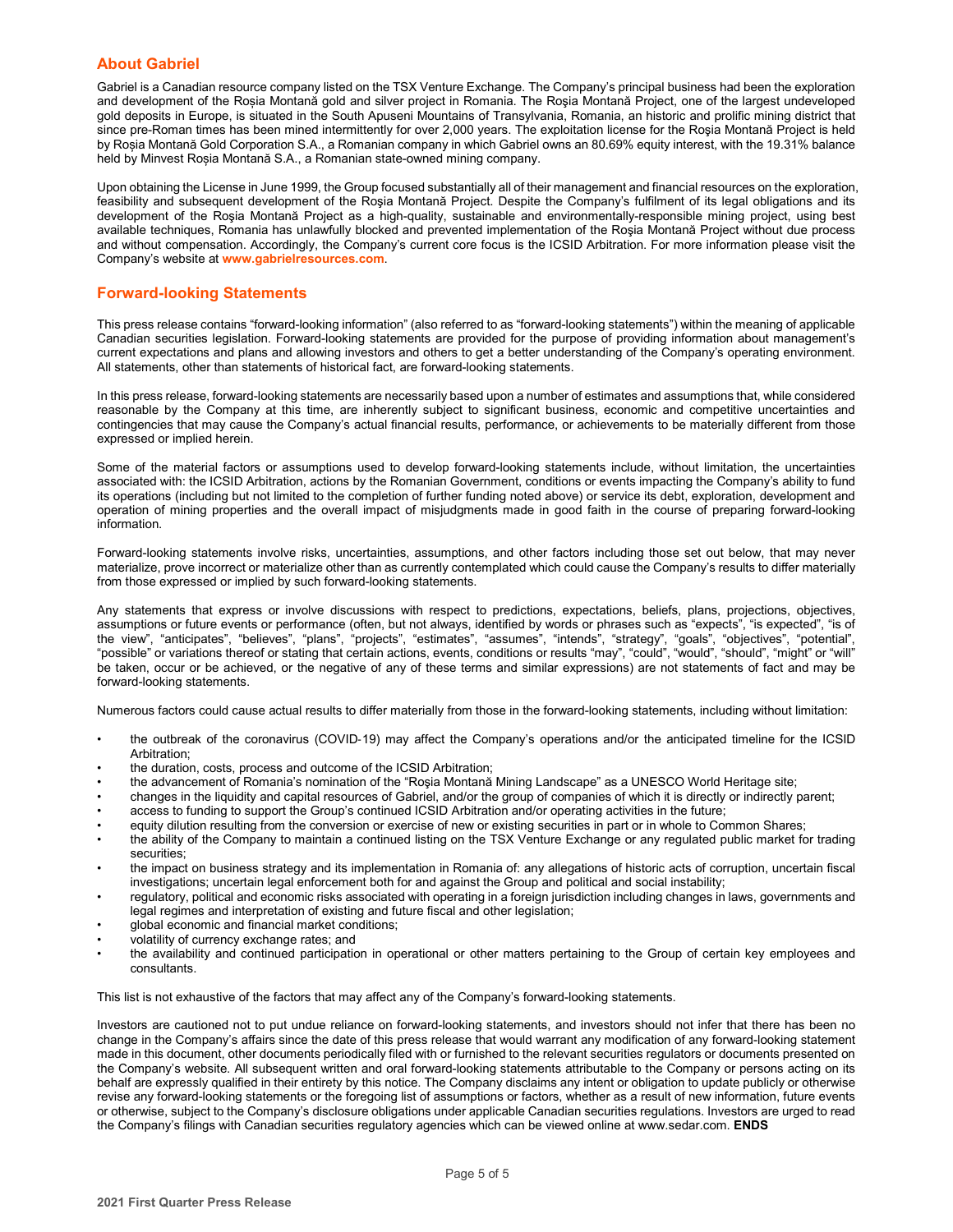## About Gabriel

Gabriel is a Canadian resource company listed on the TSX Venture Exchange. The Company's principal business had been the exploration and development of the Roșia Montană gold and silver project in Romania. The Roșia Montană Project, one of the largest undeveloped gold deposits in Europe, is situated in the South Apuseni Mountains of Transylvania, Romania, an historic and prolific mining district that since pre-Roman times has been mined intermittently for over 2,000 years. The exploitation license for the Roşia Montană Project is held by Roșia Montană Gold Corporation S.A., a Romanian company in which Gabriel owns an 80.69% equity interest, with the 19.31% balance held by Minvest Roșia Montană S.A., a Romanian state-owned mining company.

Upon obtaining the License in June 1999, the Group focused substantially all of their management and financial resources on the exploration, feasibility and subsequent development of the Roşia Montană Project. Despite the Company's fulfilment of its legal obligations and its development of the Roşia Montană Project as a high-quality, sustainable and environmentally-responsible mining project, using best available techniques, Romania has unlawfully blocked and prevented implementation of the Roşia Montană Project without due process and without compensation. Accordingly, the Company's current core focus is the ICSID Arbitration. For more information please visit the Company's website at **www.gabrielresources.com**.

## Forward-looking Statements

This press release contains "forward-looking information" (also referred to as "forward-looking statements") within the meaning of applicable Canadian securities legislation. Forward-looking statements are provided for the purpose of providing information about management's current expectations and plans and allowing investors and others to get a better understanding of the Company's operating environment. All statements, other than statements of historical fact, are forward-looking statements.

In this press release, forward-looking statements are necessarily based upon a number of estimates and assumptions that, while considered reasonable by the Company at this time, are inherently subject to significant business, economic and competitive uncertainties and contingencies that may cause the Company's actual financial results, performance, or achievements to be materially different from those expressed or implied herein.

Some of the material factors or assumptions used to develop forward-looking statements include, without limitation, the uncertainties associated with: the ICSID Arbitration, actions by the Romanian Government, conditions or events impacting the Company's ability to fund its operations (including but not limited to the completion of further funding noted above) or service its debt, exploration, development and operation of mining properties and the overall impact of misjudgments made in good faith in the course of preparing forward-looking information.

Forward-looking statements involve risks, uncertainties, assumptions, and other factors including those set out below, that may never materialize, prove incorrect or materialize other than as currently contemplated which could cause the Company's results to differ materially from those expressed or implied by such forward-looking statements.

Any statements that express or involve discussions with respect to predictions, expectations, beliefs, plans, projections, objectives, assumptions or future events or performance (often, but not always, identified by words or phrases such as "expects", "is expected", "is of the view", "anticipates", "believes", "plans", "projects", "estimates", "assumes", "intends", "strategy", "goals", "objectives", "potential", "possible" or variations thereof or stating that certain actions, events, conditions or results "may", "could", "would", "should", "might" or "will" be taken, occur or be achieved, or the negative of any of these terms and similar expressions) are not statements of fact and may be forward-looking statements.

Numerous factors could cause actual results to differ materially from those in the forward-looking statements, including without limitation:

- the outbreak of the coronavirus (COVID-19) may affect the Company's operations and/or the anticipated timeline for the ICSID Arbitration;
- the duration, costs, process and outcome of the ICSID Arbitration;
- the advancement of Romania's nomination of the "Roşia Montană Mining Landscape" as a UNESCO World Heritage site;
- changes in the liquidity and capital resources of Gabriel, and/or the group of companies of which it is directly or indirectly parent;
- access to funding to support the Group's continued ICSID Arbitration and/or operating activities in the future;
- equity dilution resulting from the conversion or exercise of new or existing securities in part or in whole to Common Shares;
- the ability of the Company to maintain a continued listing on the TSX Venture Exchange or any regulated public market for trading securities;
- the impact on business strategy and its implementation in Romania of: any allegations of historic acts of corruption, uncertain fiscal investigations; uncertain legal enforcement both for and against the Group and political and social instability;
- regulatory, political and economic risks associated with operating in a foreign jurisdiction including changes in laws, governments and legal regimes and interpretation of existing and future fiscal and other legislation;
- global economic and financial market conditions;
- volatility of currency exchange rates; and
- the availability and continued participation in operational or other matters pertaining to the Group of certain key employees and consultants.

This list is not exhaustive of the factors that may affect any of the Company's forward-looking statements.

Investors are cautioned not to put undue reliance on forward-looking statements, and investors should not infer that there has been no change in the Company's affairs since the date of this press release that would warrant any modification of any forward-looking statement made in this document, other documents periodically filed with or furnished to the relevant securities regulators or documents presented on the Company's website. All subsequent written and oral forward-looking statements attributable to the Company or persons acting on its behalf are expressly qualified in their entirety by this notice. The Company disclaims any intent or obligation to update publicly or otherwise revise any forward-looking statements or the foregoing list of assumptions or factors, whether as a result of new information, future events or otherwise, subject to the Company's disclosure obligations under applicable Canadian securities regulations. Investors are urged to read the Company's filings with Canadian securities regulatory agencies which can be viewed online at www.sedar.com. **ENDS**